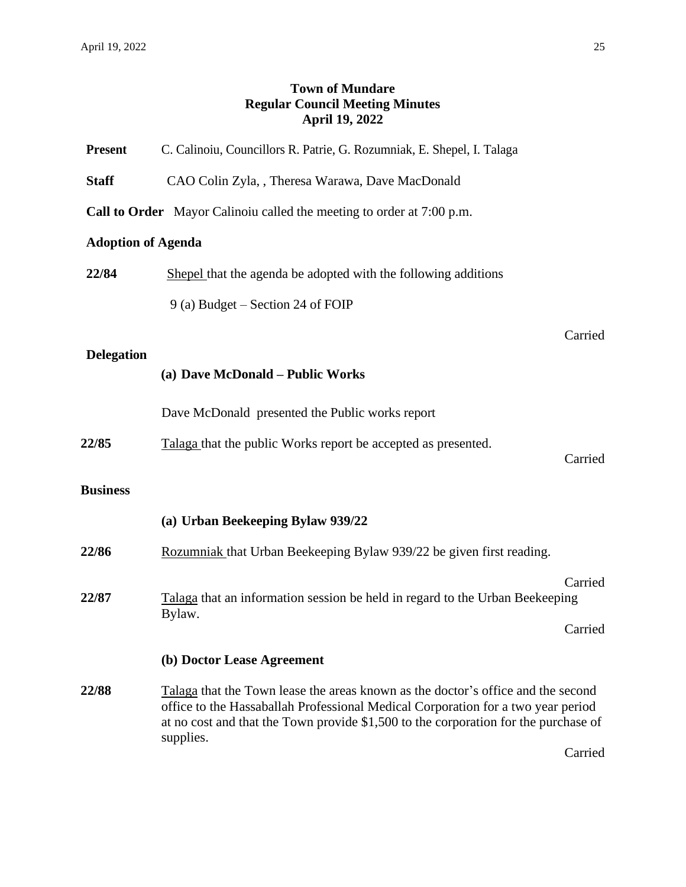# Town of Mundare
## Regular Council Meeting Minutes
## April 19, 2022

**Present** C. Calinoiu, Councillors R. Patrie, G. Rozumniak, E. Shepel, I. Talaga

**Staff** CAO Colin Zyla, , Theresa Warawa, Dave MacDonald

**Call to Order** Mayor Calinoiu called the meeting to order at 7:00 p.m.

**Adoption of Agenda**

**22/84** Shepel that the agenda be adopted with the following additions

9 (a) Budget – Section 24 of FOIP

Carried

**Delegation**

**(a) Dave McDonald – Public Works**

Dave McDonald presented the Public works report

**22/85** Talaga that the public Works report be accepted as presented.

Carried

**Business**

**(a) Urban Beekeeping Bylaw 939/22**

**22/86** Rozumniak that Urban Beekeeping Bylaw 939/22 be given first reading.

Carried

**22/87** Talaga that an information session be held in regard to the Urban Beekeeping Bylaw.

Carried

**(b) Doctor Lease Agreement**

**22/88** Talaga that the Town lease the areas known as the doctor's office and the second office to the Hassaballah Professional Medical Corporation for a two year period at no cost and that the Town provide $1,500 to the corporation for the purchase of supplies.

Carried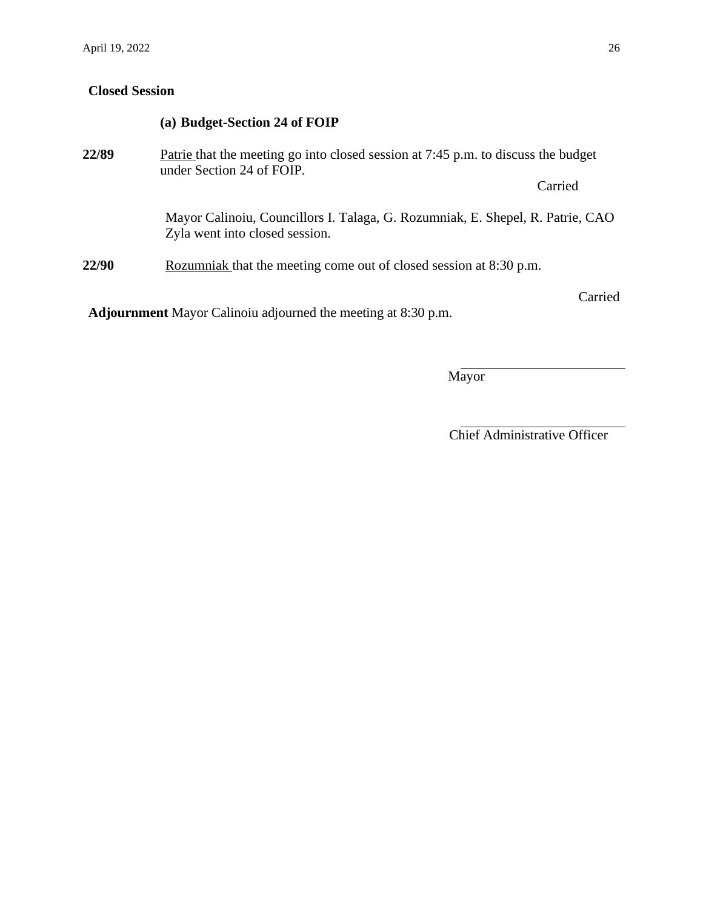**Closed Session**

**(a) Budget-Section 24 of FOIP**

**22/89** Patrie that the meeting go into closed session at 7:45 p.m. to discuss the budget under Section 24 of FOIP.

Carried

Mayor Calinoiu, Councillors I. Talaga, G. Rozumniak, E. Shepel, R. Patrie, CAO Zyla went into closed session.

**22/90** Rozumniak that the meeting come out of closed session at 8:30 p.m.

Carried

**Adjournment** Mayor Calinoiu adjourned the meeting at 8:30 p.m.

Mayor

Chief Administrative Officer